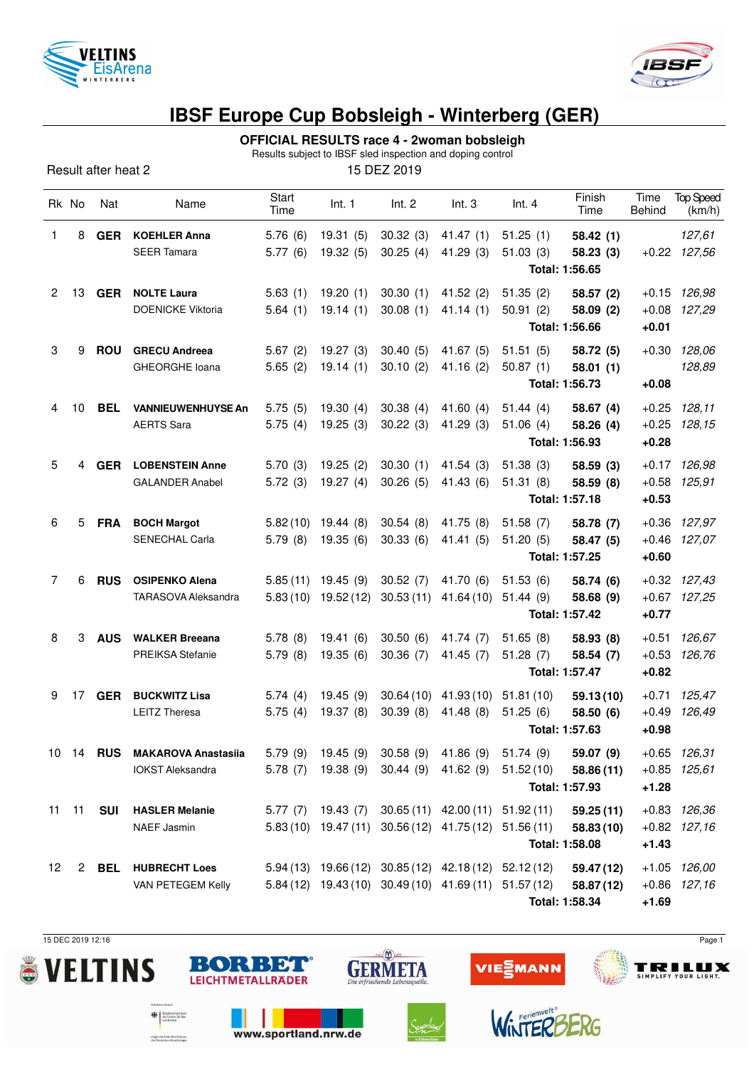# IBSF Europe Cup Bobsleigh - Winterberg (GER)

## OFFICIAL RESULTS race 4 - 2woman bobsleigh

Results subject to IBSF sled inspection and doping control

Result after heat 2

15 DEZ 2019

| Rk | No | Nat | Name | Start Time | Int. 1 | Int. 2 | Int. 3 | Int. 4 | Finish Time | Time Behind | Top Speed (km/h) |
|---|---|---|---|---|---|---|---|---|---|---|---|
| 1 | 8 | **GER** | **KOEHLER Anna** | 5.76 (6) | 19.31 (5) | 30.32 (3) | 41.47 (1) | 51.25 (1) | **58.42 (1)** | | *127,61* |
| | | | SEER Tamara | 5.77 (6) | 19.32 (5) | 30.25 (4) | 41.29 (3) | 51.03 (3) | **58.23 (3)** | +0.22 | *127,56* |
| | | | | | | | | | **Total: 1:56.65** | | |
| 2 | 13 | **GER** | **NOLTE Laura** | 5.63 (1) | 19.20 (1) | 30.30 (1) | 41.52 (2) | 51.35 (2) | **58.57 (2)** | +0.15 | *126,98* |
| | | | DOENICKE Viktoria | 5.64 (1) | 19.14 (1) | 30.08 (1) | 41.14 (1) | 50.91 (2) | **58.09 (2)** | +0.08 | *127,29* |
| | | | | | | | | | **Total: 1:56.66** | **+0.01** | |
| 3 | 9 | **ROU** | **GRECU Andreea** | 5.67 (2) | 19.27 (3) | 30.40 (5) | 41.67 (5) | 51.51 (5) | **58.72 (5)** | +0.30 | *128,06* |
| | | | GHEORGHE Ioana | 5.65 (2) | 19.14 (1) | 30.10 (2) | 41.16 (2) | 50.87 (1) | **58.01 (1)** | | *128,89* |
| | | | | | | | | | **Total: 1:56.73** | **+0.08** | |
| 4 | 10 | **BEL** | **VANNIEUWENHUYSE An** | 5.75 (5) | 19.30 (4) | 30.38 (4) | 41.60 (4) | 51.44 (4) | **58.67 (4)** | +0.25 | *128,11* |
| | | | AERTS Sara | 5.75 (4) | 19.25 (3) | 30.22 (3) | 41.29 (3) | 51.06 (4) | **58.26 (4)** | +0.25 | *128,15* |
| | | | | | | | | | **Total: 1:56.93** | **+0.28** | |
| 5 | 4 | **GER** | **LOBENSTEIN Anne** | 5.70 (3) | 19.25 (2) | 30.30 (1) | 41.54 (3) | 51.38 (3) | **58.59 (3)** | +0.17 | *126,98* |
| | | | GALANDER Anabel | 5.72 (3) | 19.27 (4) | 30.26 (5) | 41.43 (6) | 51.31 (8) | **58.59 (8)** | +0.58 | *125,91* |
| | | | | | | | | | **Total: 1:57.18** | **+0.53** | |
| 6 | 5 | **FRA** | **BOCH Margot** | 5.82 (10) | 19.44 (8) | 30.54 (8) | 41.75 (8) | 51.58 (7) | **58.78 (7)** | +0.36 | *127,97* |
| | | | SENECHAL Carla | 5.79 (8) | 19.35 (6) | 30.33 (6) | 41.41 (5) | 51.20 (5) | **58.47 (5)** | +0.46 | *127,07* |
| | | | | | | | | | **Total: 1:57.25** | **+0.60** | |
| 7 | 6 | **RUS** | **OSIPENKO Alena** | 5.85 (11) | 19.45 (9) | 30.52 (7) | 41.70 (6) | 51.53 (6) | **58.74 (6)** | +0.32 | *127,43* |
| | | | TARASOVA Aleksandra | 5.83 (10) | 19.52 (12) | 30.53 (11) | 41.64 (10) | 51.44 (9) | **58.68 (9)** | +0.67 | *127,25* |
| | | | | | | | | | **Total: 1:57.42** | **+0.77** | |
| 8 | 3 | **AUS** | **WALKER Breeana** | 5.78 (8) | 19.41 (6) | 30.50 (6) | 41.74 (7) | 51.65 (8) | **58.93 (8)** | +0.51 | *126,67* |
| | | | PREIKSA Stefanie | 5.79 (8) | 19.35 (6) | 30.36 (7) | 41.45 (7) | 51.28 (7) | **58.54 (7)** | +0.53 | *126,76* |
| | | | | | | | | | **Total: 1:57.47** | **+0.82** | |
| 9 | 17 | **GER** | **BUCKWITZ Lisa** | 5.74 (4) | 19.45 (9) | 30.64 (10) | 41.93 (10) | 51.81 (10) | **59.13 (10)** | +0.71 | *125,47* |
| | | | LEITZ Theresa | 5.75 (4) | 19.37 (8) | 30.39 (8) | 41.48 (8) | 51.25 (6) | **58.50 (6)** | +0.49 | *126,49* |
| | | | | | | | | | **Total: 1:57.63** | **+0.98** | |
| 10 | 14 | **RUS** | **MAKAROVA Anastasiia** | 5.79 (9) | 19.45 (9) | 30.58 (9) | 41.86 (9) | 51.74 (9) | **59.07 (9)** | +0.65 | *126,31* |
| | | | IOKST Aleksandra | 5.78 (7) | 19.38 (9) | 30.44 (9) | 41.62 (9) | 51.52 (10) | **58.86 (11)** | +0.85 | *125,61* |
| | | | | | | | | | **Total: 1:57.93** | **+1.28** | |
| 11 | 11 | **SUI** | **HASLER Melanie** | 5.77 (7) | 19.43 (7) | 30.65 (11) | 42.00 (11) | 51.92 (11) | **59.25 (11)** | +0.83 | *126,36* |
| | | | NAEF Jasmin | 5.83 (10) | 19.47 (11) | 30.56 (12) | 41.75 (12) | 51.56 (11) | **58.83 (10)** | +0.82 | *127,16* |
| | | | | | | | | | **Total: 1:58.08** | **+1.43** | |
| 12 | 2 | **BEL** | **HUBRECHT Loes** | 5.94 (13) | 19.66 (12) | 30.85 (12) | 42.18 (12) | 52.12 (12) | **59.47 (12)** | +1.05 | *126,00* |
| | | | VAN PETEGEM Kelly | 5.84 (12) | 19.43 (10) | 30.49 (10) | 41.69 (11) | 51.57 (12) | **58.87 (12)** | +0.86 | *127,16* |
| | | | | | | | | | **Total: 1:58.34** | **+1.69** | |

15 DEC 2019 12:16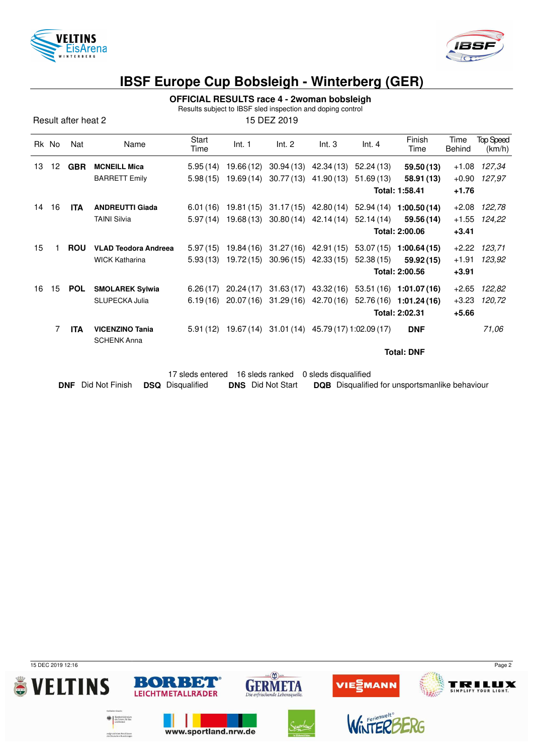# IBSF Europe Cup Bobsleigh - Winterberg (GER)

## OFFICIAL RESULTS race 4 - 2woman bobsleigh

Results subject to IBSF sled inspection and doping control

Result after heat 2

15 DEZ 2019

| Rk | No | Nat | Name | Start Time | Int. 1 | Int. 2 | Int. 3 | Int. 4 | Finish Time | Time Behind | Top Speed (km/h) |
|---|---|---|---|---|---|---|---|---|---|---|---|
| 13 | 12 | **GBR** | **MCNEILL Mica** | 5.95 (14) | 19.66 (12) | 30.94 (13) | 42.34 (13) | 52.24 (13) | **59.50 (13)** | +1.08 | *127,34* |
| | | | BARRETT Emily | 5.98 (15) | 19.69 (14) | 30.77 (13) | 41.90 (13) | 51.69 (13) | **58.91 (13)** | +0.90 | *127,97* |
| | | | | | | | | | **Total: 1:58.41** | **+1.76** | |
| 14 | 16 | **ITA** | **ANDREUTTI Giada** | 6.01 (16) | 19.81 (15) | 31.17 (15) | 42.80 (14) | 52.94 (14) | **1:00.50 (14)** | +2.08 | *122,78* |
| | | | TAINI Silvia | 5.97 (14) | 19.68 (13) | 30.80 (14) | 42.14 (14) | 52.14 (14) | **59.56 (14)** | +1.55 | *124,22* |
| | | | | | | | | | **Total: 2:00.06** | **+3.41** | |
| 15 | 1 | **ROU** | **VLAD Teodora Andreea** | 5.97 (15) | 19.84 (16) | 31.27 (16) | 42.91 (15) | 53.07 (15) | **1:00.64 (15)** | +2.22 | *123,71* |
| | | | WICK Katharina | 5.93 (13) | 19.72 (15) | 30.96 (15) | 42.33 (15) | 52.38 (15) | **59.92 (15)** | +1.91 | *123,92* |
| | | | | | | | | | **Total: 2:00.56** | **+3.91** | |
| 16 | 15 | **POL** | **SMOLAREK Sylwia** | 6.26 (17) | 20.24 (17) | 31.63 (17) | 43.32 (16) | 53.51 (16) | **1:01.07 (16)** | +2.65 | *122,82* |
| | | | SLUPECKA Julia | 6.19 (16) | 20.07 (16) | 31.29 (16) | 42.70 (16) | 52.76 (16) | **1:01.24 (16)** | +3.23 | *120,72* |
| | | | | | | | | | **Total: 2:02.31** | **+5.66** | |
| | 7 | **ITA** | **VICENZINO Tania** | 5.91 (12) | 19.67 (14) | 31.01 (14) | 45.79 (17) | 1:02.09 (17) | **DNF** | | *71,06* |
| | | | SCHENK Anna | | | | | | | | |
| | | | | | | | | | **Total: DNF** | | |

17 sleds entered   16 sleds ranked   0 sleds disqualified

**DNF** Did Not Finish   **DSQ** Disqualified   **DNS** Did Not Start   **DQB** Disqualified for unsportsmanlike behaviour

15 DEC 2019 12:16